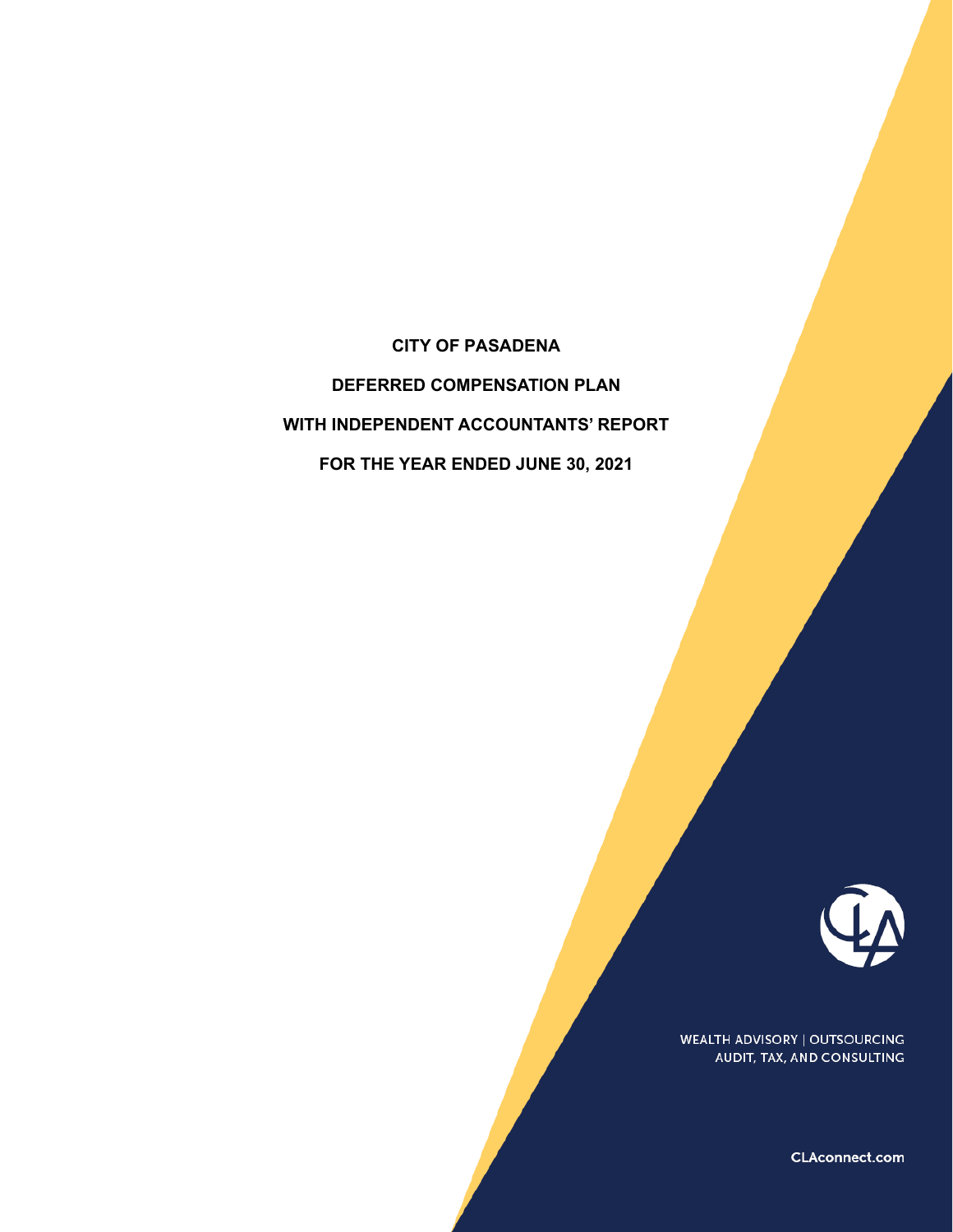# CITY OF PASADENA

## DEFERRED COMPENSATION PLAN

## WITH INDEPENDENT ACCOUNTANTS' REPORT

## FOR THE YEAR ENDED JUNE 30, 2021

WEALTH ADVISORY | OUTSOURCING
AUDIT, TAX, AND CONSULTING

CLAconnect.com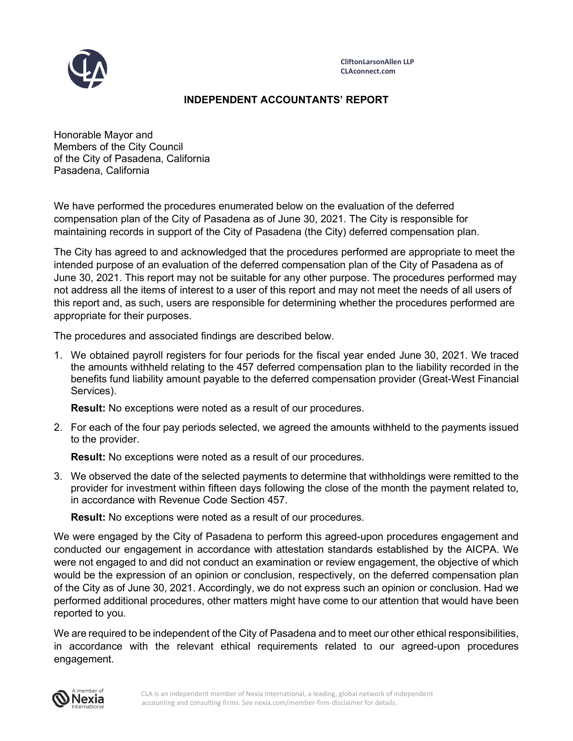CliftonLarsonAllen LLP
CLAconnect.com

## INDEPENDENT ACCOUNTANTS' REPORT

Honorable Mayor and
Members of the City Council
of the City of Pasadena, California
Pasadena, California

We have performed the procedures enumerated below on the evaluation of the deferred compensation plan of the City of Pasadena as of June 30, 2021. The City is responsible for maintaining records in support of the City of Pasadena (the City) deferred compensation plan.

The City has agreed to and acknowledged that the procedures performed are appropriate to meet the intended purpose of an evaluation of the deferred compensation plan of the City of Pasadena as of June 30, 2021. This report may not be suitable for any other purpose. The procedures performed may not address all the items of interest to a user of this report and may not meet the needs of all users of this report and, as such, users are responsible for determining whether the procedures performed are appropriate for their purposes.

The procedures and associated findings are described below.

1. We obtained payroll registers for four periods for the fiscal year ended June 30, 2021. We traced the amounts withheld relating to the 457 deferred compensation plan to the liability recorded in the benefits fund liability amount payable to the deferred compensation provider (Great-West Financial Services).

   **Result:** No exceptions were noted as a result of our procedures.

2. For each of the four pay periods selected, we agreed the amounts withheld to the payments issued to the provider.

   **Result:** No exceptions were noted as a result of our procedures.

3. We observed the date of the selected payments to determine that withholdings were remitted to the provider for investment within fifteen days following the close of the month the payment related to, in accordance with Revenue Code Section 457.

   **Result:** No exceptions were noted as a result of our procedures.

We were engaged by the City of Pasadena to perform this agreed-upon procedures engagement and conducted our engagement in accordance with attestation standards established by the AICPA. We were not engaged to and did not conduct an examination or review engagement, the objective of which would be the expression of an opinion or conclusion, respectively, on the deferred compensation plan of the City as of June 30, 2021. Accordingly, we do not express such an opinion or conclusion. Had we performed additional procedures, other matters might have come to our attention that would have been reported to you.

We are required to be independent of the City of Pasadena and to meet our other ethical responsibilities, in accordance with the relevant ethical requirements related to our agreed-upon procedures engagement.

CLA is an independent member of Nexia International, a leading, global network of independent accounting and consulting firms. See nexia.com/member-firm-disclaimer for details.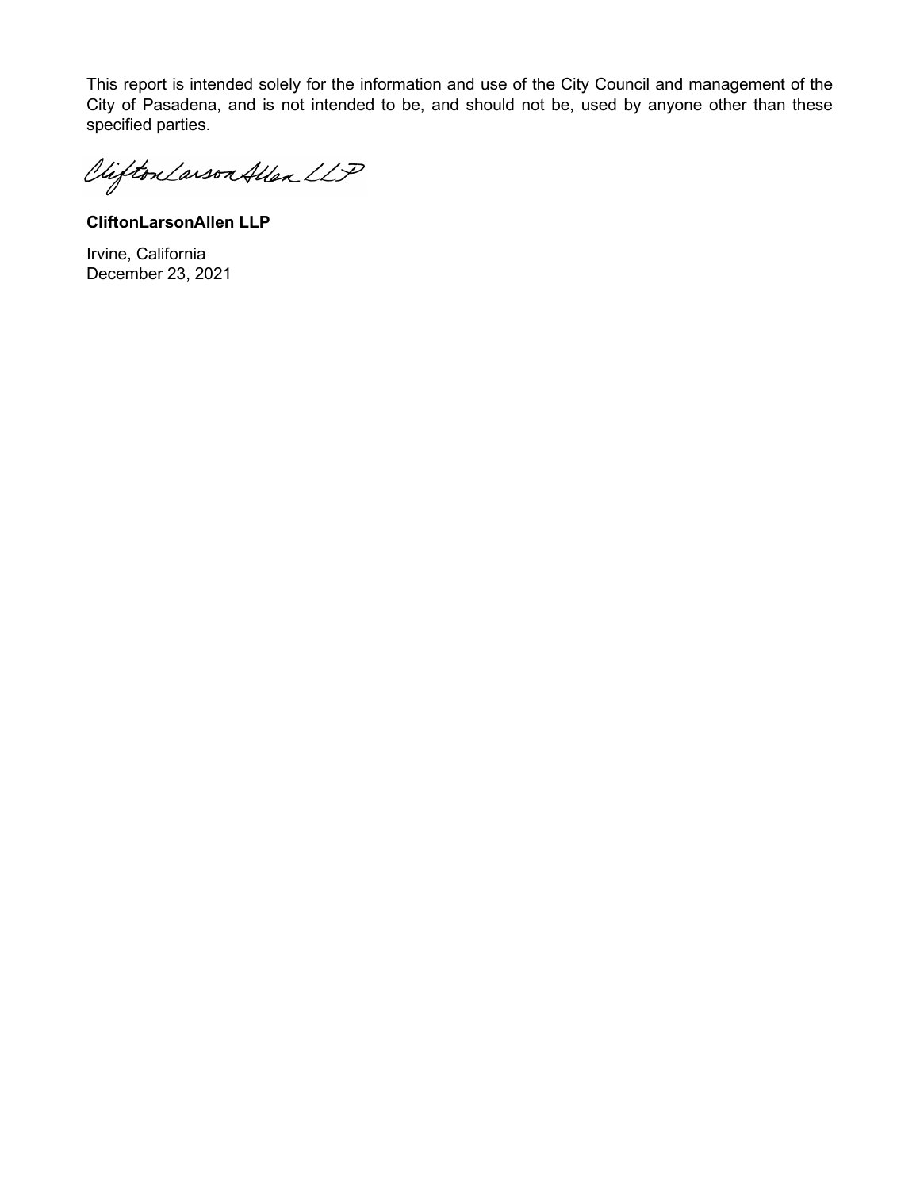This report is intended solely for the information and use of the City Council and management of the City of Pasadena, and is not intended to be, and should not be, used by anyone other than these specified parties.

CliftonLarsonAllen LLP

**CliftonLarsonAllen LLP**

Irvine, California
December 23, 2021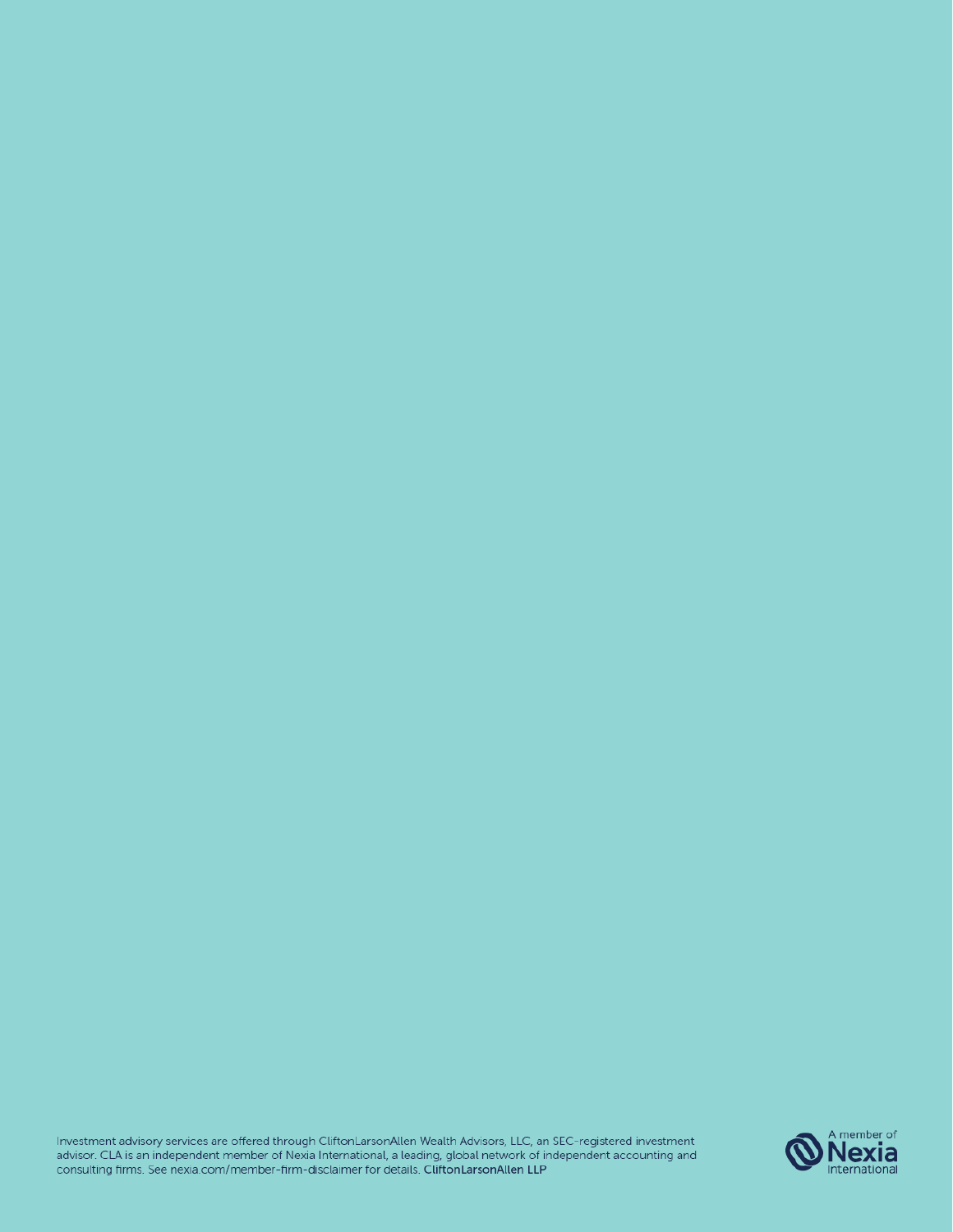Investment advisory services are offered through CliftonLarsonAllen Wealth Advisors, LLC, an SEC-registered investment advisor. CLA is an independent member of Nexia International, a leading, global network of independent accounting and consulting firms. See nexia.com/member-firm-disclaimer for details. **CliftonLarsonAllen LLP**

A member of Nexia International